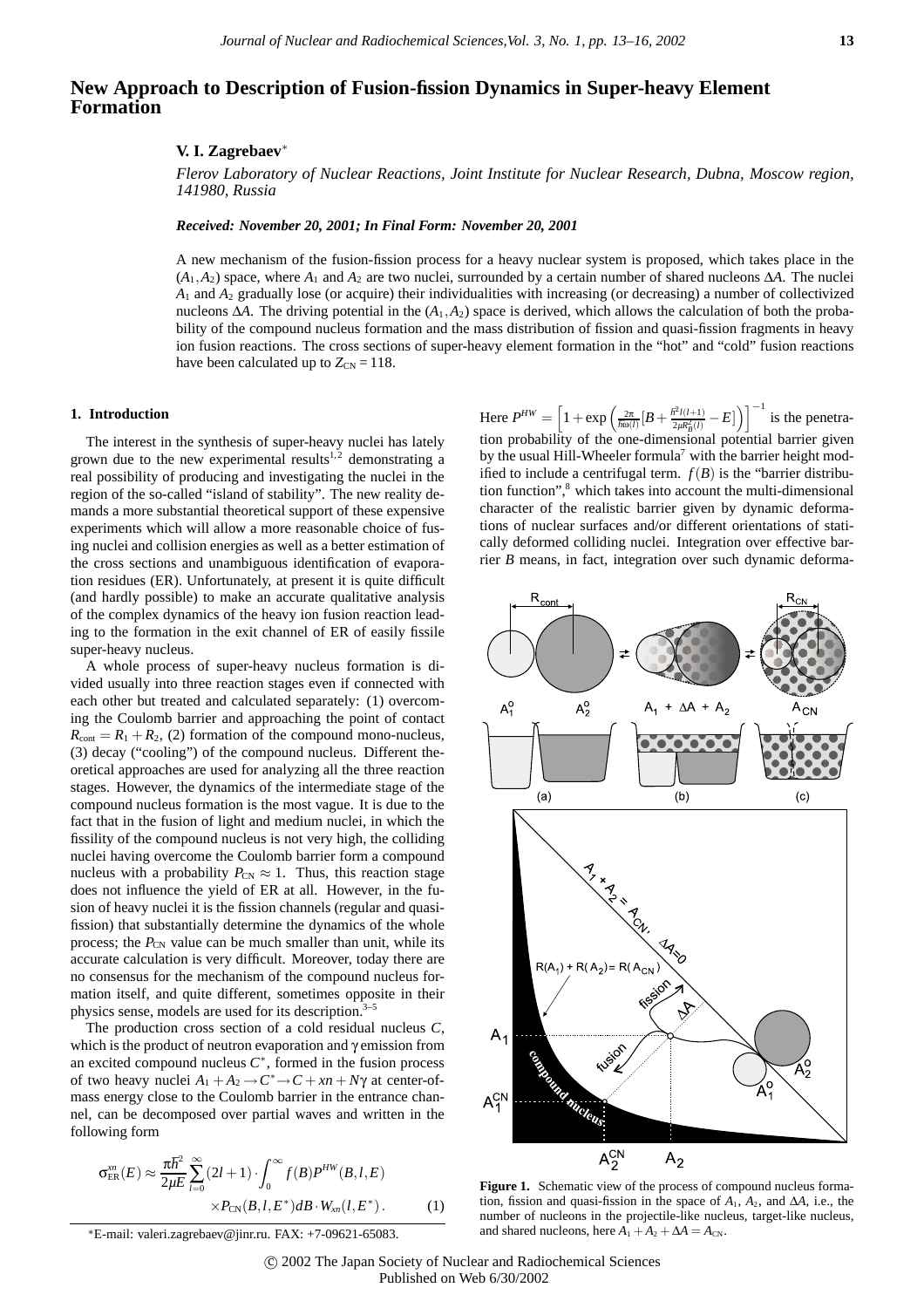# New Approach to Description of Fusion-fission Dynamics in Super-heavy Element Formation

**V. I. Zagrebaev***

*Flerov Laboratory of Nuclear Reactions, Joint Institute for Nuclear Research, Dubna, Moscow region, 141980, Russia*

***Received: November 20, 2001; In Final Form: November 20, 2001***

A new mechanism of the fusion-fission process for a heavy nuclear system is proposed, which takes place in the $(A_1, A_2)$ space, where $A_1$ and $A_2$ are two nuclei, surrounded by a certain number of shared nucleons $\Delta A$. The nuclei $A_1$ and $A_2$ gradually lose (or acquire) their individualities with increasing (or decreasing) a number of collectivized nucleons $\Delta A$. The driving potential in the $(A_1, A_2)$ space is derived, which allows the calculation of both the probability of the compound nucleus formation and the mass distribution of fission and quasi-fission fragments in heavy ion fusion reactions. The cross sections of super-heavy element formation in the "hot" and "cold" fusion reactions have been calculated up to $Z_{CN} = 118$.

## 1. Introduction

The interest in the synthesis of super-heavy nuclei has lately grown due to the new experimental results[1,2] demonstrating a real possibility of producing and investigating the nuclei in the region of the so-called "island of stability". The new reality demands a more substantial theoretical support of these expensive experiments which will allow a more reasonable choice of fusing nuclei and collision energies as well as a better estimation of the cross sections and unambiguous identification of evaporation residues (ER). Unfortunately, at present it is quite difficult (and hardly possible) to make an accurate qualitative analysis of the complex dynamics of the heavy ion fusion reaction leading to the formation in the exit channel of ER of easily fissile super-heavy nucleus.

A whole process of super-heavy nucleus formation is divided usually into three reaction stages even if connected with each other but treated and calculated separately: (1) overcoming the Coulomb barrier and approaching the point of contact $R_{cont} = R_1 + R_2$, (2) formation of the compound mono-nucleus, (3) decay ("cooling") of the compound nucleus. Different theoretical approaches are used for analyzing all the three reaction stages. However, the dynamics of the intermediate stage of the compound nucleus formation is the most vague. It is due to the fact that in the fusion of light and medium nuclei, in which the fissility of the compound nucleus is not very high, the colliding nuclei having overcome the Coulomb barrier form a compound nucleus with a probability $P_{CN} \approx 1$. Thus, this reaction stage does not influence the yield of ER at all. However, in the fusion of heavy nuclei it is the fission channels (regular and quasi-fission) that substantially determine the dynamics of the whole process; the $P_{CN}$ value can be much smaller than unit, while its accurate calculation is very difficult. Moreover, today there are no consensus for the mechanism of the compound nucleus formation itself, and quite different, sometimes opposite in their physics sense, models are used for its description.[3–5]

The production cross section of a cold residual nucleus $C$, which is the product of neutron evaporation and $\gamma$ emission from an excited compound nucleus $C^*$, formed in the fusion process of two heavy nuclei $A_1 + A_2 \to C^* \to C + xn + N\gamma$ at center-of-mass energy close to the Coulomb barrier in the entrance channel, can be decomposed over partial waves and written in the following form

$$\sigma_{ER}^{xn}(E) \approx \frac{\pi\hbar^2}{2\mu E}\sum_{l=0}^{\infty}(2l+1)\cdot\int_0^{\infty} f(B)P^{HW}(B,l,E) \times P_{CN}(B,l,E^*)dB \cdot W_{xn}(l,E^*). \qquad (1)$$

Here $P^{HW} = \left[1 + \exp\left(\frac{2\pi}{\hbar\omega(l)}\left[B + \frac{\hbar^2 l(l+1)}{2\mu R_B^2(l)} - E\right]\right)\right]^{-1}$ is the penetration probability of the one-dimensional potential barrier given by the usual Hill-Wheeler formula[7] with the barrier height modified to include a centrifugal term. $f(B)$ is the "barrier distribution function",[8] which takes into account the multi-dimensional character of the realistic barrier given by dynamic deformations of nuclear surfaces and/or different orientations of statically deformed colliding nuclei. Integration over effective barrier $B$ means, in fact, integration over such dynamic deforma-

**Figure 1.** Schematic view of the process of compound nucleus formation, fission and quasi-fission in the space of $A_1$, $A_2$, and $\Delta A$, i.e., the number of nucleons in the projectile-like nucleus, target-like nucleus, and shared nucleons, here $A_1 + A_2 + \Delta A = A_{CN}$.

*E-mail: valeri.zagrebaev@jinr.ru. FAX: +7-09621-65083.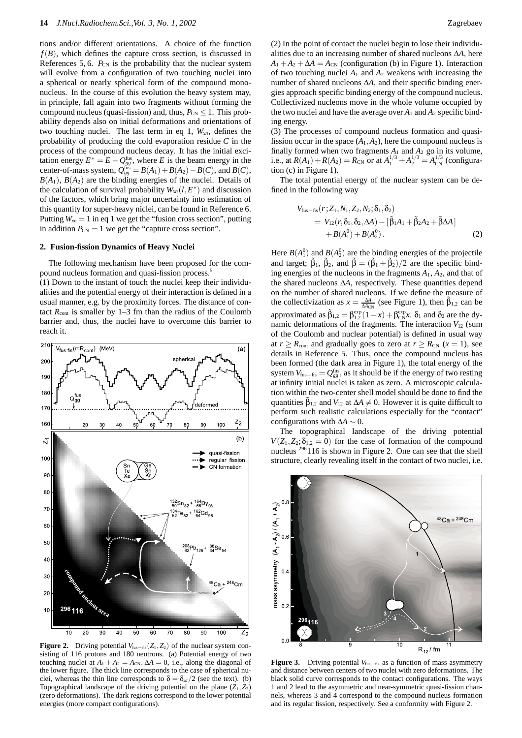tions and/or different orientations. A choice of the function $f(B)$, which defines the capture cross section, is discussed in References 5, 6. $P_{CN}$ is the probability that the nuclear system will evolve from a configuration of two touching nuclei into a spherical or nearly spherical form of the compound mononucleus. In the course of this evolution the heavy system may, in principle, fall again into two fragments without forming the compound nucleus (quasi-fission) and, thus, $P_{CN} \leq 1$. This probability depends also on initial deformations and orientations of two touching nuclei. The last term in eq 1, $W_{xn}$, defines the probability of producing the cold evaporation residue $C$ in the process of the compound nucleus decay. It has the initial excitation energy $E^* = E - Q_{gg}^{fus}$, where $E$ is the beam energy in the center-of-mass system, $Q_{gg}^{fus} = B(A_1) + B(A_2) - B(C)$, and $B(C)$, $B(A_1)$, $B(A_2)$ are the binding energies of the nuclei. Details of the calculation of survival probability $W_{xn}(l, E^*)$ and discussion of the factors, which bring major uncertainty into estimation of this quantity for super-heavy nilei, can be found in Reference 6. Putting $W_{xn} = 1$ in eq 1 we get the "fusion cross section", putting in addition $P_{CN} = 1$ we get the "capture cross section".

## 2. Fusion-fission Dynamics of Heavy Nuclei

The following mechanism have been proposed for the compound nucleus formation and quasi-fission process.[5]

(1) Down to the instant of touch the nuclei keep their individualities and the potential energy of their interaction is defined in a usual manner, e.g. by the proximity forces. The distance of contact $R_{cont}$ is smaller by 1–3 fm than the radius of the Coulomb barrier and, thus, the nuclei have to overcome this barrier to reach it.

**Figure 2.** Driving potential $V_{fus-fis}(Z_1, Z_2)$ of the nuclear system consisting of 116 protons and 180 neutrons. (a) Potential energy of two touching nuclei at $A_1 + A_2 = A_{CN}$, $\Delta A = 0$, i.e., along the diagonal of the lower figure. The thick line corresponds to the case of spherical nuclei, whereas the thin line corresponds to $\delta = \delta_{gd}/2$ (see the text). (b) Topographical landscape of the driving potential on the plane $(Z_1, Z_2)$ (zero deformations). The dark regions correspond to the lower potential energies (more compact configurations).

(2) In the point of contact the nuclei begin to lose their individualities due to an increasing number of shared nucleons $\Delta A$, here $A_1 + A_2 + \Delta A = A_{CN}$ (configuration (b) in Figure 1). Interaction of two touching nuclei $A_1$ and $A_2$ weakens with increasing the number of shared nucleons $\Delta A$, and their specific binding energies approach specific binding energy of the compound nucleus. Collectivized nucleons move in the whole volume occupied by the two nuclei and have the average over $A_1$ and $A_2$ specific binding energy.

(3) The processes of compound nucleus formation and quasi-fission occur in the space $(A_1, A_2)$, here the compound nucleus is finally formed when two fragments $A_1$ and $A_2$ go in its volume, i.e., at $R(A_1) + R(A_2) = R_{CN}$ or at $A_1^{1/3} + A_2^{1/3} = A_{CN}^{1/3}$ (configuration (c) in Figure 1).

The total potential energy of the nuclear system can be defined in the following way

$$
\begin{aligned}
V_{fus-fis}&(r; Z_1, N_1, Z_2, N_2; \delta_1, \delta_2) \\
&= V_{12}(r, \delta_1, \delta_2, \Delta A) - [\tilde{\beta}_1 A_1 + \tilde{\beta}_2 A_2 + \tilde{\beta} \Delta A] \\
&\quad + B(A_1^0) + B(A_2^0).
\end{aligned} \tag{2}
$$

Here $B(A_1^0)$ and $B(A_2^0)$ are the binding energies of the projectile and target; $\tilde{\beta}_1$, $\tilde{\beta}_2$, and $\tilde{\beta} = (\tilde{\beta}_1 + \tilde{\beta}_2)/2$ are the specific binding energies of the nucleons in the fragments $A_1$, $A_2$, and that of the shared nucleons $\Delta A$, respectively. These quantities depend on the number of shared nucleons. If we define the measure of the collectivization as $x = \frac{\Delta A}{\Delta A_{CN}}$ (see Figure 1), then $\tilde{\beta}_{1,2}$ can be approximated as $\tilde{\beta}_{1,2} = \beta_{1,2}^{exp}(1-x) + \beta_{CN}^{exp} x$. $\delta_1$ and $\delta_2$ are the dynamic deformations of the fragments. The interaction $V_{12}$ (sum of the Coulomb and nuclear potential) is defined in usual way at $r \geq R_{cont}$ and gradually goes to zero at $r \geq R_{CN}$ ($x = 1$), see details in Reference 5. Thus, once the compound nucleus has been formed (the dark area in Figure 1), the total energy of the system $V_{fus-fis} = Q_{gg}^{fus}$, as it should be if the energy of two resting at infinity initial nuclei is taken as zero. A microscopic calculation within the two-center shell model should be done to find the quantities $\tilde{\beta}_{1,2}$ and $V_{12}$ at $\Delta A \neq 0$. However it is quite difficult to perform such realistic calculations especially for the "contact" configurations with $\Delta A \sim 0$.

The topographical landscape of the driving potential $V(Z_1, Z_2; \delta_{1,2} = 0)$ for the case of formation of the compound nucleus $^{296}116$ is shown in Figure 2. One can see that the shell structure, clearly revealing itself in the contact of two nuclei, i.e.

**Figure 3.** Driving potential $V_{fus-fis}$ as a function of mass asymmetry and distance between centers of two nuclei with zero deformations. The black solid curve corresponds to the contact configurations. The ways 1 and 2 lead to the asymmetric and near-symmetric quasi-fission channels, whereas 3 and 4 correspond to the compound nucleus formation and its regular fission, respectively. See a conformity with Figure 2.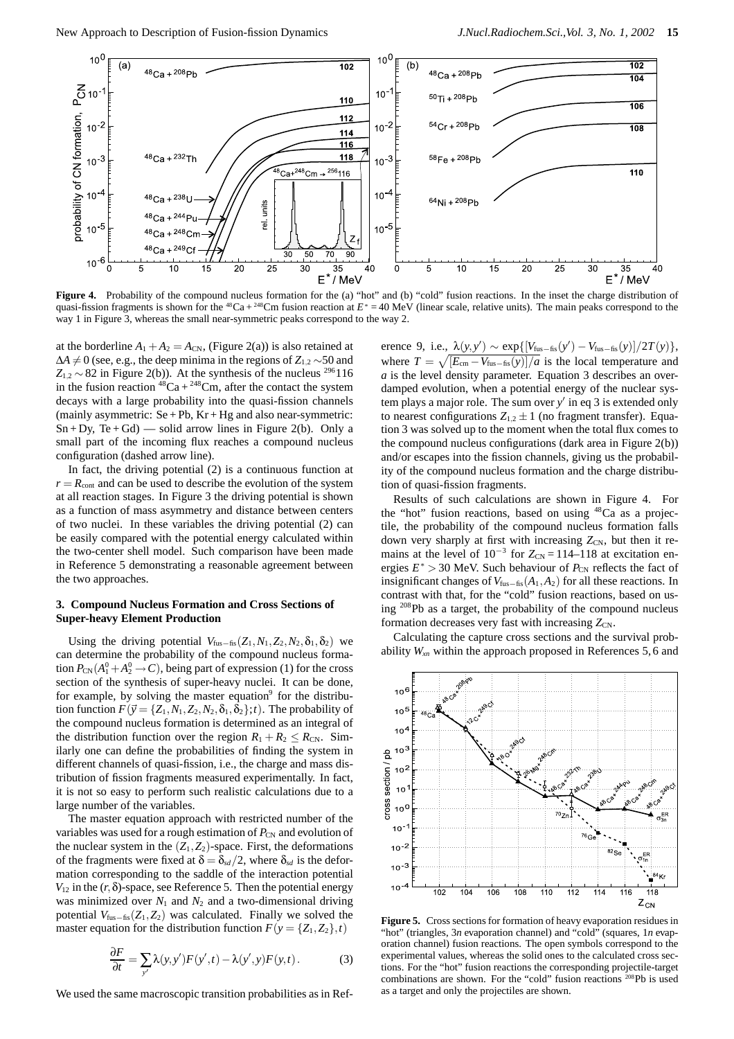**Figure 4.** Probability of the compound nucleus formation for the (a) "hot" and (b) "cold" fusion reactions. In the inset the charge distribution of quasi-fission fragments is shown for the $^{48}$Ca + $^{248}$Cm fusion reaction at $E^* = 40$ MeV (linear scale, relative units). The main peaks correspond to the way 1 in Figure 3, whereas the small near-symmetric peaks correspond to the way 2.

at the borderline $A_1 + A_2 = A_{CN}$, (Figure 2(a)) is also retained at $\Delta A \neq 0$ (see, e.g., the deep minima in the regions of $Z_{1,2} \sim 50$ and $Z_{1,2} \sim 82$ in Figure 2(b)). At the synthesis of the nucleus $^{296}$116 in the fusion reaction $^{48}$Ca + $^{248}$Cm, after the contact the system decays with a large probability into the quasi-fission channels (mainly asymmetric: Se + Pb, Kr + Hg and also near-symmetric: Sn + Dy, Te + Gd) — solid arrow lines in Figure 2(b). Only a small part of the incoming flux reaches a compound nucleus configuration (dashed arrow line).

In fact, the driving potential (2) is a continuous function at $r = R_{\rm cont}$ and can be used to describe the evolution of the system at all reaction stages. In Figure 3 the driving potential is shown as a function of mass asymmetry and distance between centers of two nuclei. In these variables the driving potential (2) can be easily compared with the potential energy calculated within the two-center shell model. Such comparison have been made in Reference 5 demonstrating a reasonable agreement between the two approaches.

### 3. Compound Nucleus Formation and Cross Sections of Super-heavy Element Production

Using the driving potential $V_{\rm fus-fis}(Z_1, N_1, Z_2, N_2, \delta_1, \delta_2)$ we can determine the probability of the compound nucleus formation $P_{\rm CN}(A_1^0 + A_2^0 \to C)$, being part of expression (1) for the cross section of the synthesis of super-heavy nuclei. It can be done, for example, by solving the master equation[9] for the distribution function $F(\vec{y} = \{Z_1, N_1, Z_2, N_2, \delta_1, \delta_2\}; t)$. The probability of the compound nucleus formation is determined as an integral of the distribution function over the region $R_1 + R_2 \leq R_{\rm CN}$. Similarly one can define the probabilities of finding the system in different channels of quasi-fission, i.e., the charge and mass distribution of fission fragments measured experimentally. In fact, it is not so easy to perform such realistic calculations due to a large number of the variables.

The master equation approach with restricted number of the variables was used for a rough estimation of $P_{\rm CN}$ and evolution of the nuclear system in the $(Z_1, Z_2)$-space. First, the deformations of the fragments were fixed at $\delta = \delta_{sd}/2$, where $\delta_{sd}$ is the deformation corresponding to the saddle of the interaction potential $V_{12}$ in the $(r, \delta)$-space, see Reference 5. Then the potential energy was minimized over $N_1$ and $N_2$ and a two-dimensional driving potential $V_{\rm fus-fis}(Z_1, Z_2)$ was calculated. Finally we solved the master equation for the distribution function $F(y = \{Z_1, Z_2\}, t)$

$$\frac{\partial F}{\partial t} = \sum_{y'} \lambda(y, y') F(y', t) - \lambda(y', y) F(y, t). \tag{3}$$

We used the same macroscopic transition probabilities as in Reference 9, i.e., $\lambda(y, y') \sim \exp\{[V_{\rm fus-fis}(y') - V_{\rm fus-fis}(y)]/2T(y)\}$, where $T = \sqrt{[E_{\rm cm} - V_{\rm fus-fis}(y)]/a}$ is the local temperature and $a$ is the level density parameter. Equation 3 describes an overdamped evolution, when a potential energy of the nuclear system plays a major role. The sum over $y'$ in eq 3 is extended only to nearest configurations $Z_{1,2} \pm 1$ (no fragment transfer). Equation 3 was solved up to the moment when the total flux comes to the compound nucleus configurations (dark area in Figure 2(b)) and/or escapes into the fission channels, giving us the probability of the compound nucleus formation and the charge distribution of quasi-fission fragments.

Results of such calculations are shown in Figure 4. For the "hot" fusion reactions, based on using $^{48}$Ca as a projectile, the probability of the compound nucleus formation falls down very sharply at first with increasing $Z_{\rm CN}$, but then it remains at the level of $10^{-3}$ for $Z_{\rm CN} = 114$–118 at excitation energies $E^* > 30$ MeV. Such behaviour of $P_{\rm CN}$ reflects the fact of insignificant changes of $V_{\rm fus-fis}(A_1, A_2)$ for all these reactions. In contrast with that, for the "cold" fusion reactions, based on using $^{208}$Pb as a target, the probability of the compound nucleus formation decreases very fast with increasing $Z_{\rm CN}$.

Calculating the capture cross sections and the survival probability $W_{xn}$ within the approach proposed in References 5, 6 and

**Figure 5.** Cross sections for formation of heavy evaporation residues in "hot" (triangles, 3$n$ evaporation channel) and "cold" (squares, 1$n$ evaporation channel) fusion reactions. The open symbols correspond to the experimental values, whereas the solid ones to the calculated cross sections. For the "hot" fusion reactions the corresponding projectile-target combinations are shown. For the "cold" fusion reactions $^{208}$Pb is used as a target and only the projectiles are shown.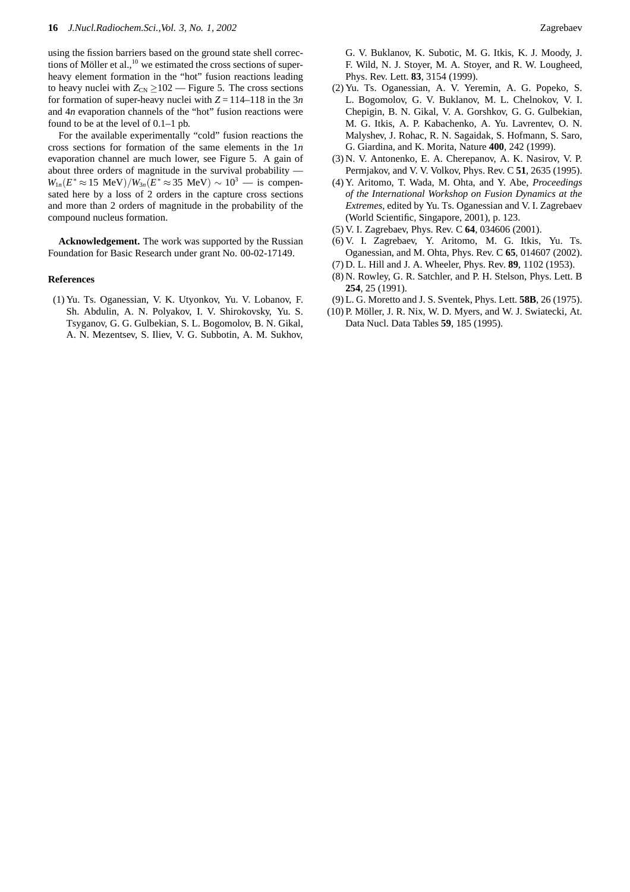using the fission barriers based on the ground state shell corrections of Möller et al.,[10] we estimated the cross sections of superheavy element formation in the "hot" fusion reactions leading to heavy nuclei with $Z_{CN} \geq 102$ — Figure 5. The cross sections for formation of super-heavy nuclei with $Z = 114$–118 in the 3*n* and 4*n* evaporation channels of the "hot" fusion reactions were found to be at the level of 0.1–1 pb.

For the available experimentally "cold" fusion reactions the cross sections for formation of the same elements in the 1*n* evaporation channel are much lower, see Figure 5. A gain of about three orders of magnitude in the survival probability — $W_{1n}(E^* \approx 15 \text{ MeV})/W_{3n}(E^* \approx 35 \text{ MeV}) \sim 10^3$ — is compensated here by a loss of 2 orders in the capture cross sections and more than 2 orders of magnitude in the probability of the compound nucleus formation.

**Acknowledgement.** The work was supported by the Russian Foundation for Basic Research under grant No. 00-02-17149.

### References

(1) Yu. Ts. Oganessian, V. K. Utyonkov, Yu. V. Lobanov, F. Sh. Abdulin, A. N. Polyakov, I. V. Shirokovsky, Yu. S. Tsyganov, G. G. Gulbekian, S. L. Bogomolov, B. N. Gikal, A. N. Mezentsev, S. Iliev, V. G. Subbotin, A. M. Sukhov, G. V. Buklanov, K. Subotic, M. G. Itkis, K. J. Moody, J. F. Wild, N. J. Stoyer, M. A. Stoyer, and R. W. Lougheed, Phys. Rev. Lett. **83**, 3154 (1999).

(2) Yu. Ts. Oganessian, A. V. Yeremin, A. G. Popeko, S. L. Bogomolov, G. V. Buklanov, M. L. Chelnokov, V. I. Chepigin, B. N. Gikal, V. A. Gorshkov, G. G. Gulbekian, M. G. Itkis, A. P. Kabachenko, A. Yu. Lavrentev, O. N. Malyshev, J. Rohac, R. N. Sagaidak, S. Hofmann, S. Saro, G. Giardina, and K. Morita, Nature **400**, 242 (1999).

(3) N. V. Antonenko, E. A. Cherepanov, A. K. Nasirov, V. P. Permjakov, and V. V. Volkov, Phys. Rev. C **51**, 2635 (1995).

(4) Y. Aritomo, T. Wada, M. Ohta, and Y. Abe, *Proceedings of the International Workshop on Fusion Dynamics at the Extremes*, edited by Yu. Ts. Oganessian and V. I. Zagrebaev (World Scientific, Singapore, 2001), p. 123.

(5) V. I. Zagrebaev, Phys. Rev. C **64**, 034606 (2001).

(6) V. I. Zagrebaev, Y. Aritomo, M. G. Itkis, Yu. Ts. Oganessian, and M. Ohta, Phys. Rev. C **65**, 014607 (2002).

(7) D. L. Hill and J. A. Wheeler, Phys. Rev. **89**, 1102 (1953).

(8) N. Rowley, G. R. Satchler, and P. H. Stelson, Phys. Lett. B **254**, 25 (1991).

(9) L. G. Moretto and J. S. Sventek, Phys. Lett. **58B**, 26 (1975).

(10) P. Möller, J. R. Nix, W. D. Myers, and W. J. Swiatecki, At. Data Nucl. Data Tables **59**, 185 (1995).